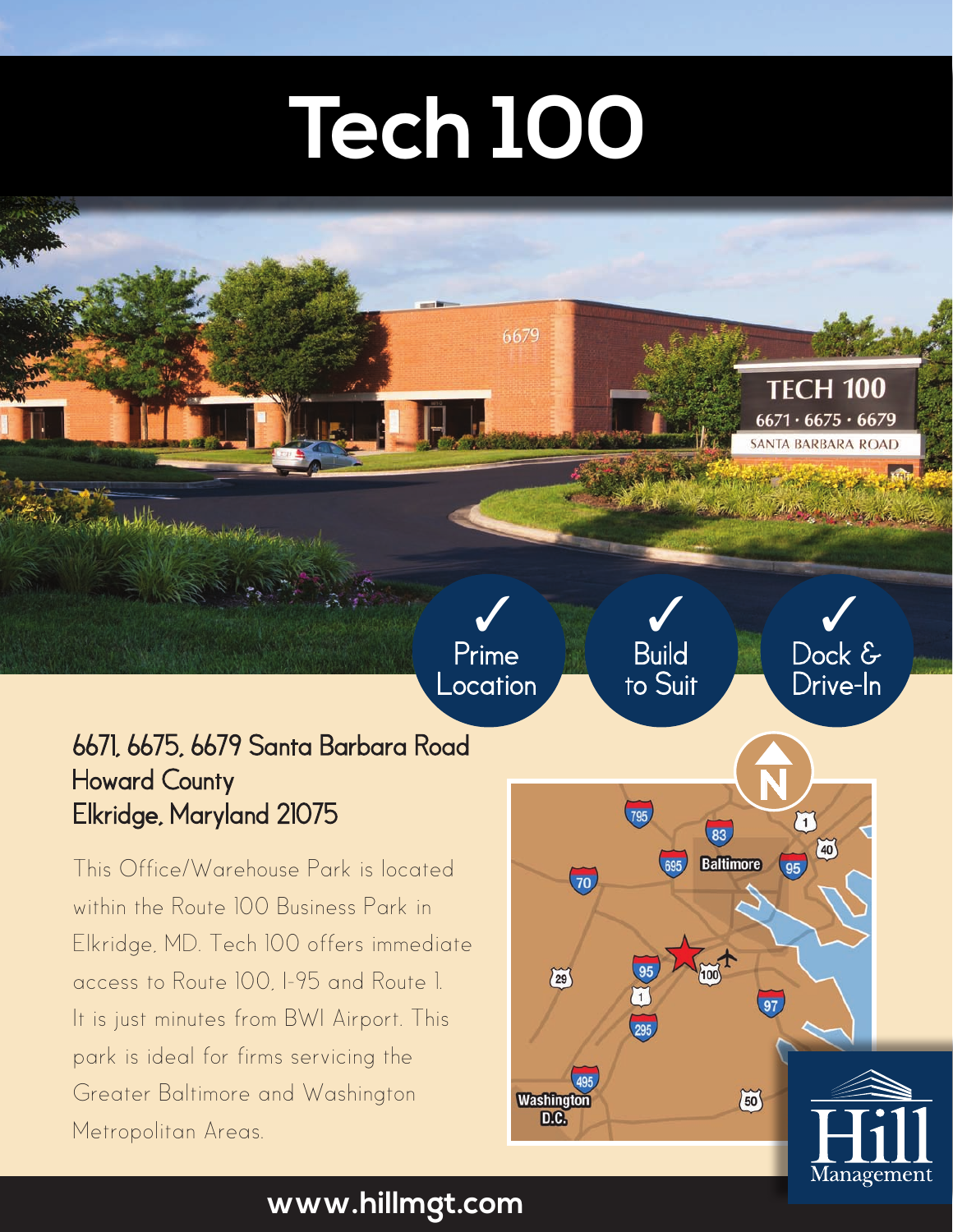# Tech 100

✓ Prime Location

✓ Build to Suit

✓ Dock & Drive-In

**6671, 6675, 6679 Santa Barbara Road**
**Howard County**
**Elkridge, Maryland 21075**

This Office/Warehouse Park is located within the Route 100 Business Park in Elkridge, MD. Tech 100 offers immediate access to Route 100, I-95 and Route 1. It is just minutes from BWI Airport. This park is ideal for firms servicing the Greater Baltimore and Washington Metropolitan Areas.

Hill Management

**www.hillmgt.com**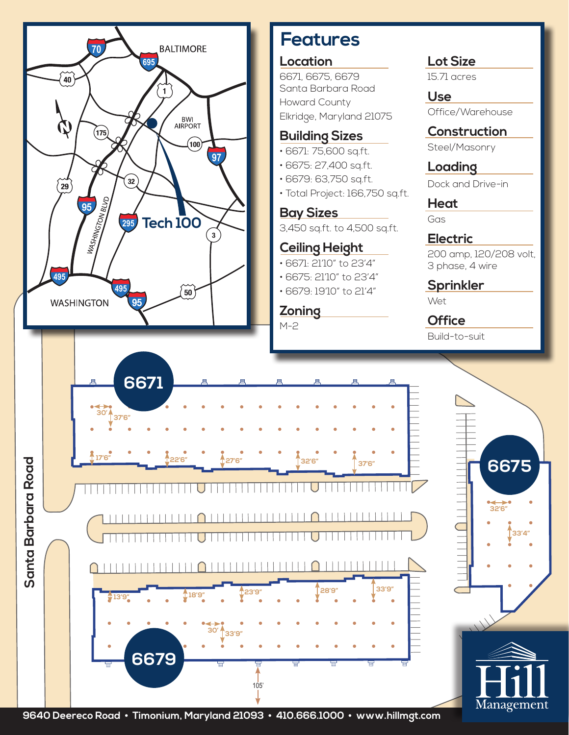## Features

### Location
6671, 6675, 6679
Santa Barbara Road
Howard County
Elkridge, Maryland 21075

### Building Sizes
- 6671: 75,600 sq.ft.
- 6675: 27,400 sq.ft.
- 6679: 63,750 sq.ft.
- Total Project: 166,750 sq.ft.

### Bay Sizes
3,450 sq.ft. to 4,500 sq.ft.

### Ceiling Height
- 6671: 21'10" to 23'4"
- 6675: 21'10" to 23'4"
- 6679: 19'10" to 21'4"

### Zoning
M-2

### Lot Size
15.71 acres

### Use
Office/Warehouse

### Construction
Steel/Masonry

### Loading
Dock and Drive-in

### Heat
Gas

### Electric
200 amp, 120/208 volt, 3 phase, 4 wire

### Sprinkler
Wet

### Office
Build-to-suit

BALTIMORE
BWI AIRPORT
Tech 100
WASHINGTON BLVD
WASHINGTON

Santa Barbara Road

6671
30'
37'6"
17'6"
22'6"
27'6"
32'6"
37'6"

6675
32'6"
33'4"

6679
13'9"
18'9"
23'9"
28'9"
33'9"
30'
33'9"
105'

Hill Management

9640 Deereco Road • Timonium, Maryland 21093 • 410.666.1000 • www.hillmgt.com